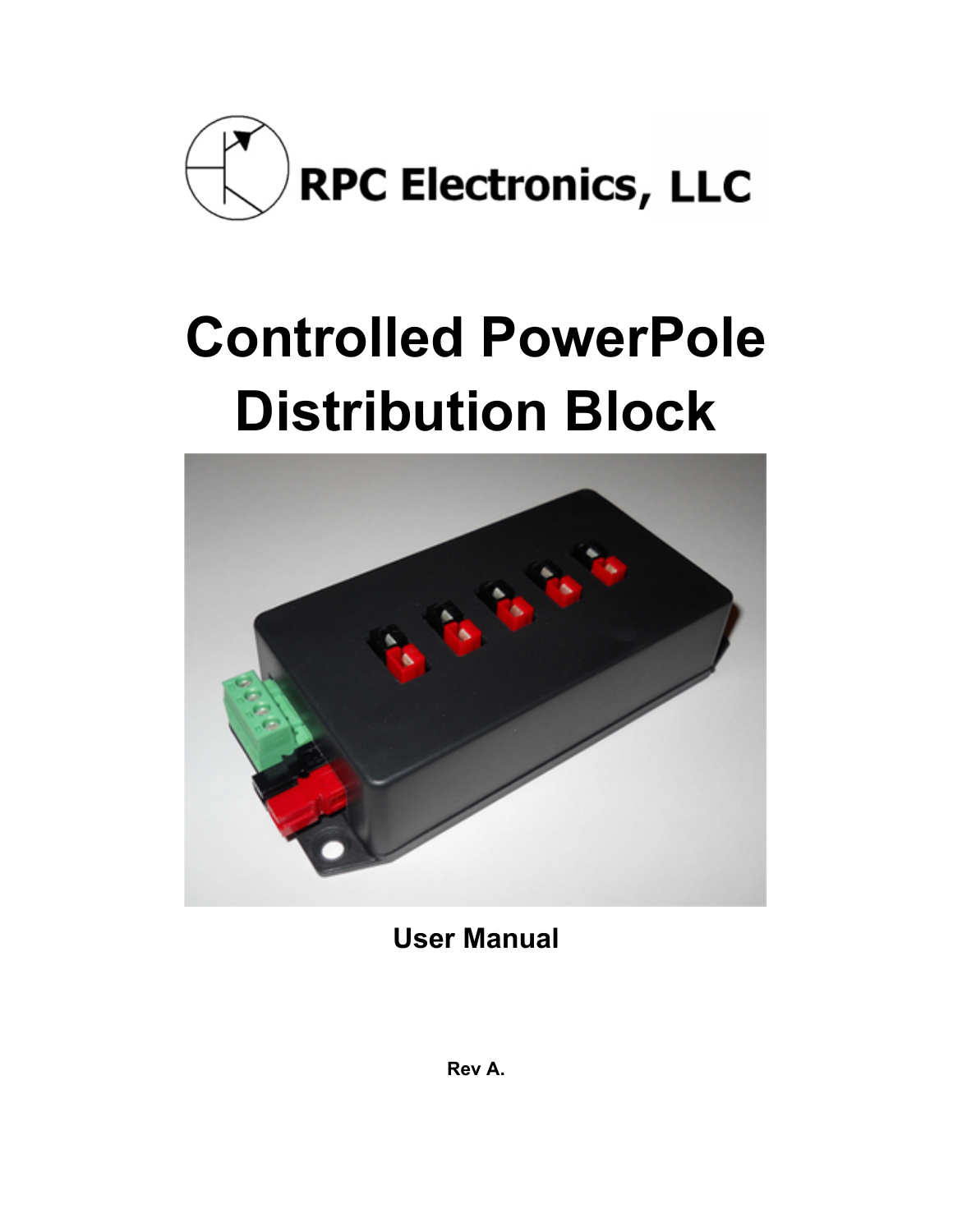RPC Electronics, LLC

# Controlled PowerPole Distribution Block

**User Manual**

**Rev A.**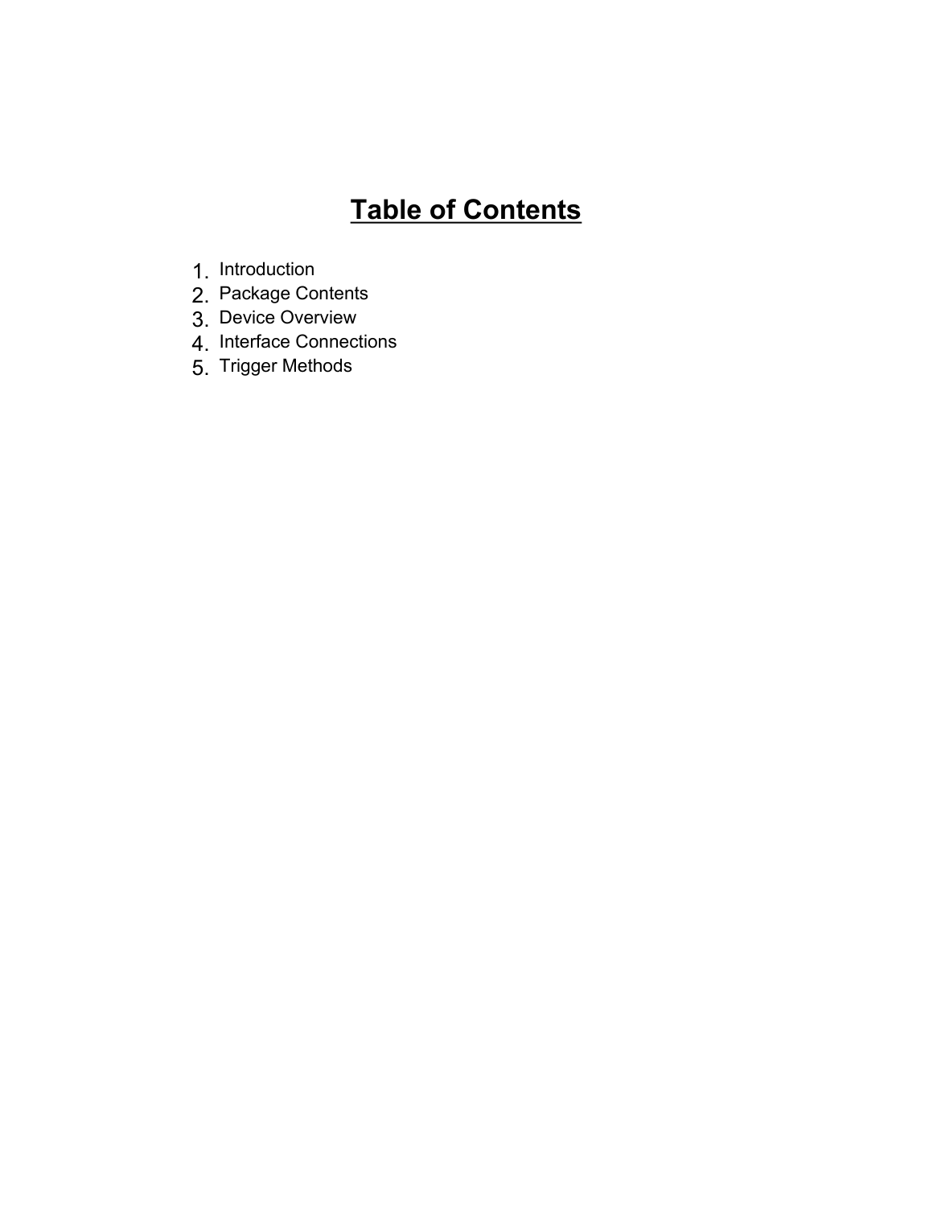# Table of Contents

1. Introduction
2. Package Contents
3. Device Overview
4. Interface Connections
5. Trigger Methods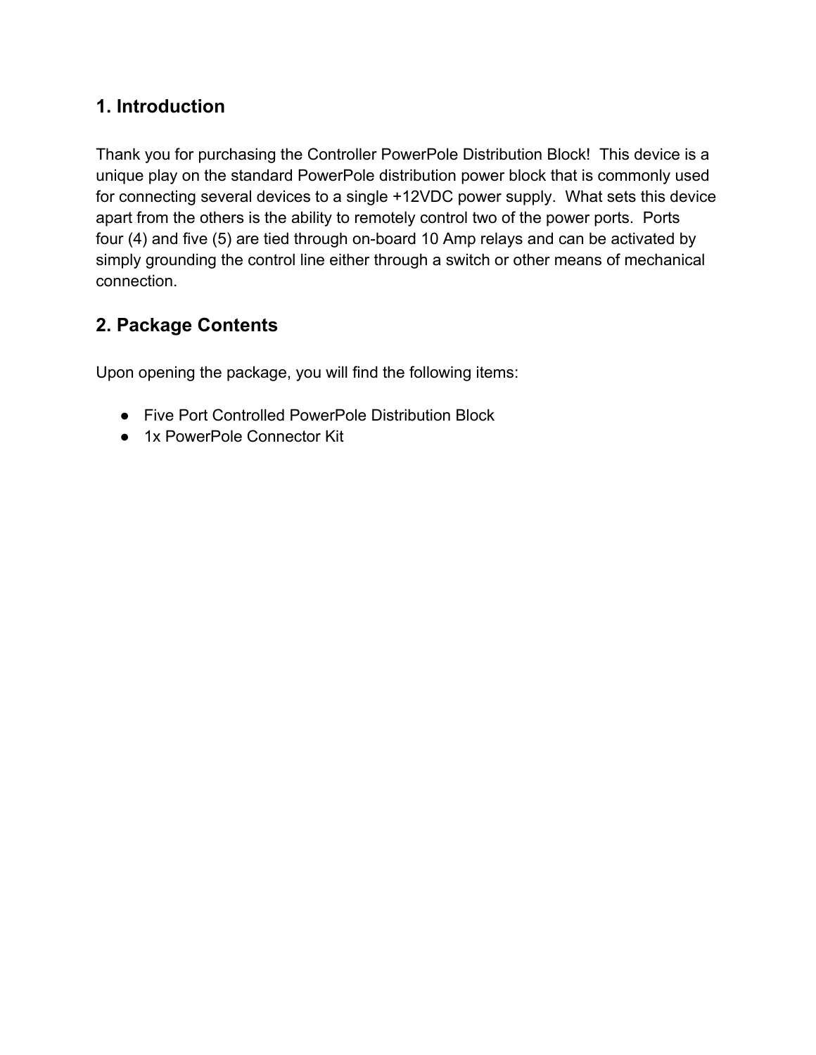## 1. Introduction

Thank you for purchasing the Controller PowerPole Distribution Block! This device is a unique play on the standard PowerPole distribution power block that is commonly used for connecting several devices to a single +12VDC power supply. What sets this device apart from the others is the ability to remotely control two of the power ports. Ports four (4) and five (5) are tied through on-board 10 Amp relays and can be activated by simply grounding the control line either through a switch or other means of mechanical connection.

## 2. Package Contents

Upon opening the package, you will find the following items:

- Five Port Controlled PowerPole Distribution Block
- 1x PowerPole Connector Kit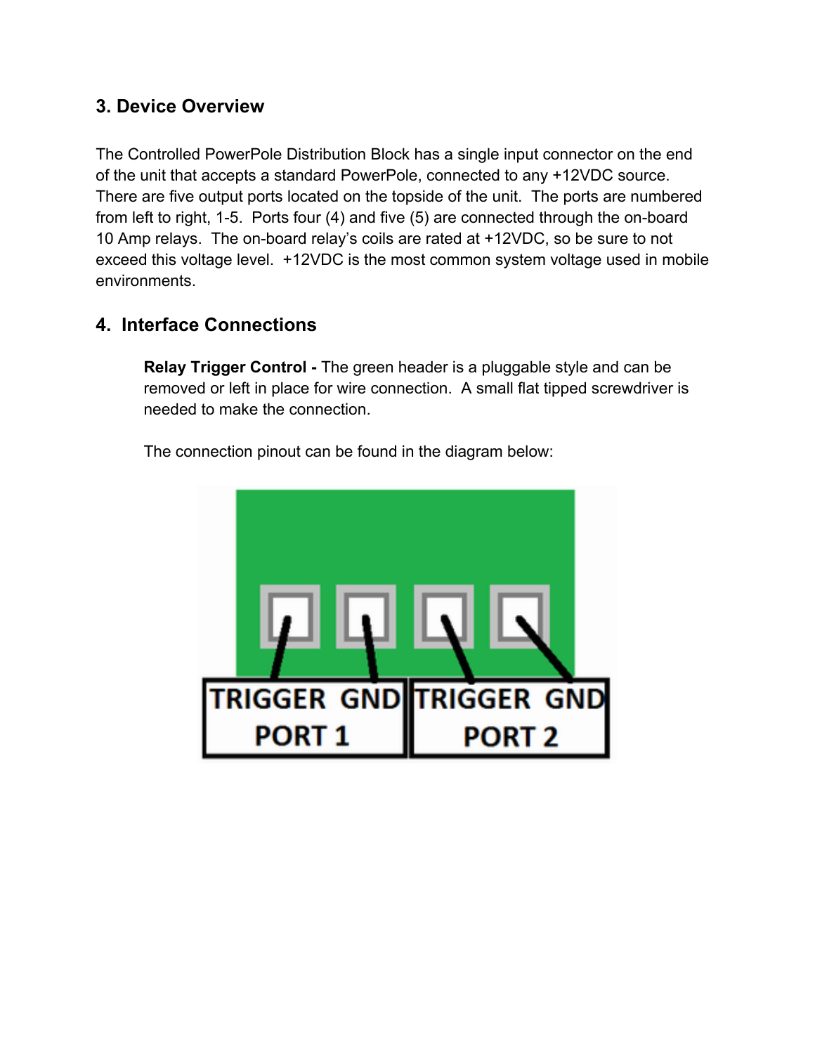## 3. Device Overview

The Controlled PowerPole Distribution Block has a single input connector on the end of the unit that accepts a standard PowerPole, connected to any +12VDC source. There are five output ports located on the topside of the unit. The ports are numbered from left to right, 1-5. Ports four (4) and five (5) are connected through the on-board 10 Amp relays. The on-board relay's coils are rated at +12VDC, so be sure to not exceed this voltage level. +12VDC is the most common system voltage used in mobile environments.

## 4. Interface Connections

**Relay Trigger Control -** The green header is a pluggable style and can be removed or left in place for wire connection. A small flat tipped screwdriver is needed to make the connection.

The connection pinout can be found in the diagram below:

TRIGGER GND TRIGGER GND
PORT 1 PORT 2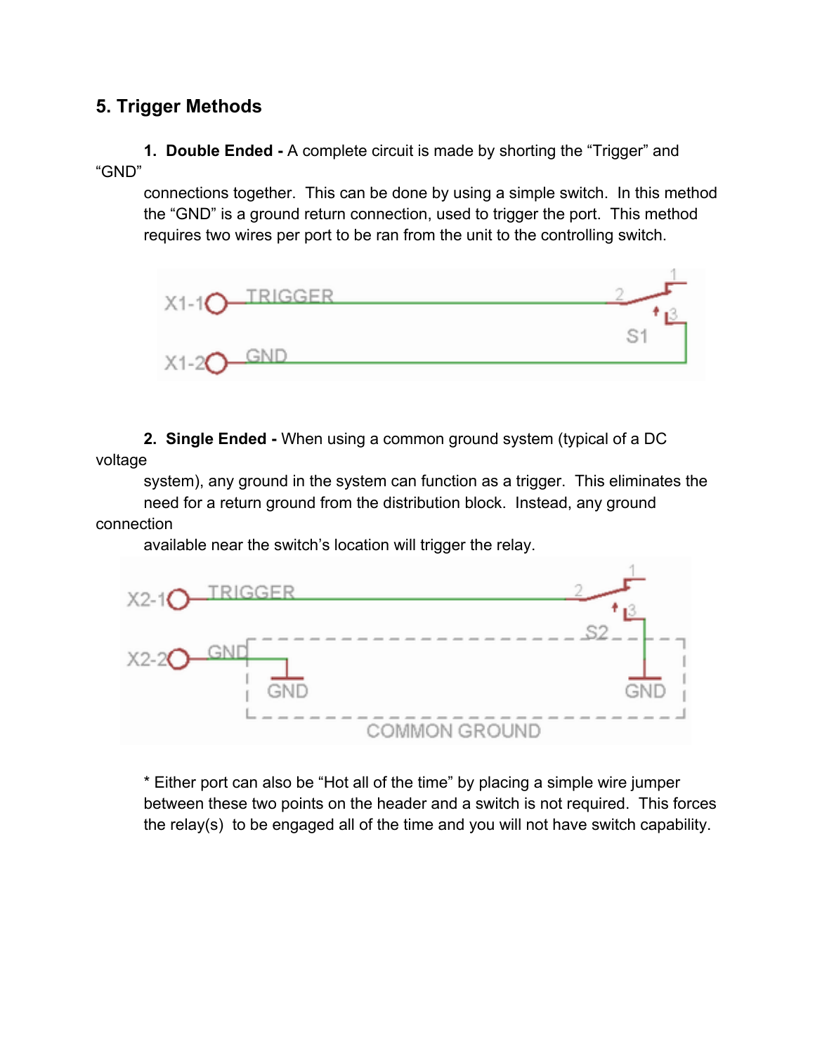## 5. Trigger Methods

1. **Double Ended -** A complete circuit is made by shorting the “Trigger” and “GND” connections together. This can be done by using a simple switch. In this method the “GND” is a ground return connection, used to trigger the port. This method requires two wires per port to be ran from the unit to the controlling switch.

2. **Single Ended -** When using a common ground system (typical of a DC voltage system), any ground in the system can function as a trigger. This eliminates the need for a return ground from the distribution block. Instead, any ground connection available near the switch’s location will trigger the relay.

\* Either port can also be “Hot all of the time” by placing a simple wire jumper between these two points on the header and a switch is not required. This forces the relay(s) to be engaged all of the time and you will not have switch capability.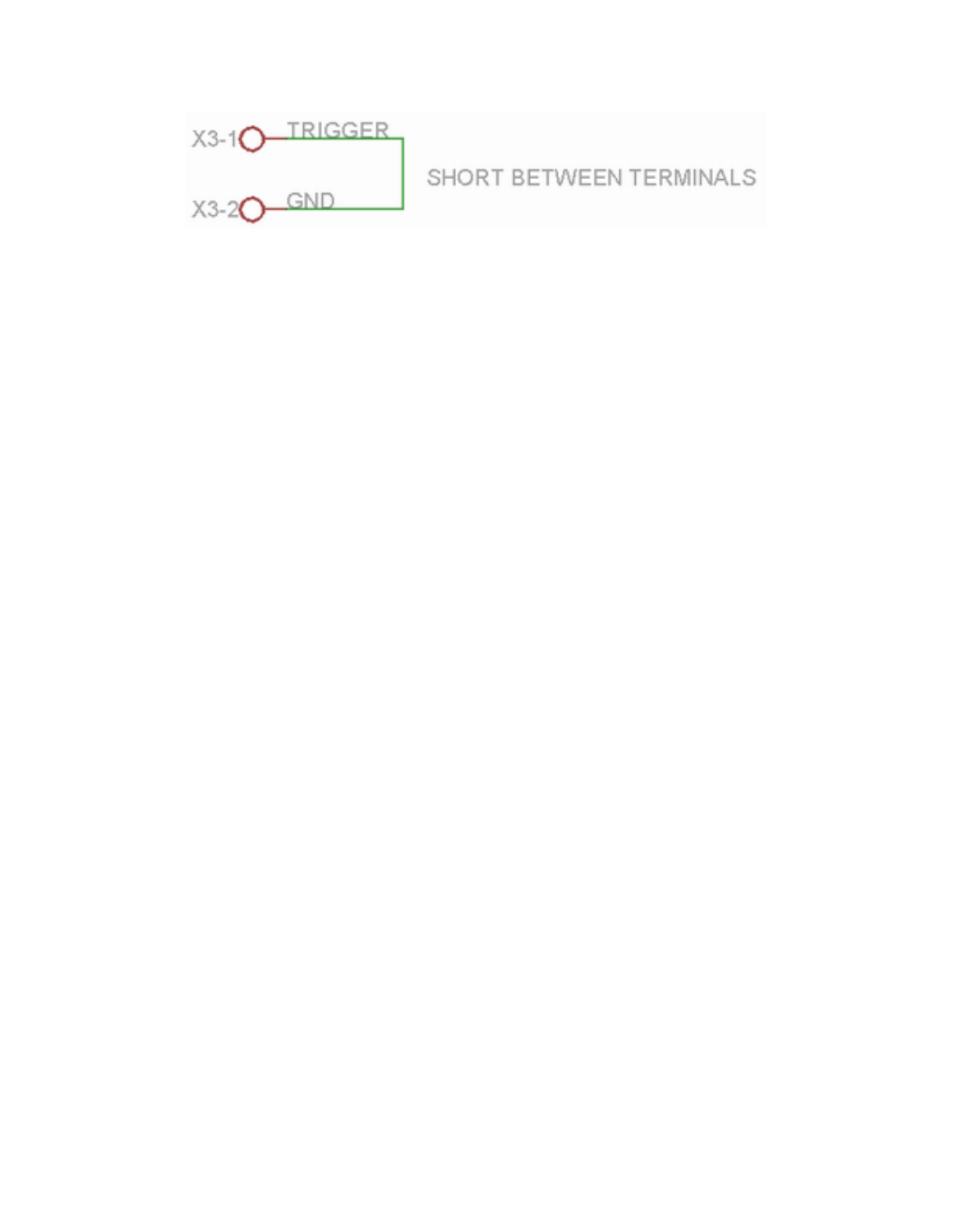X3-1 TRIGGER

X3-2 GND

SHORT BETWEEN TERMINALS